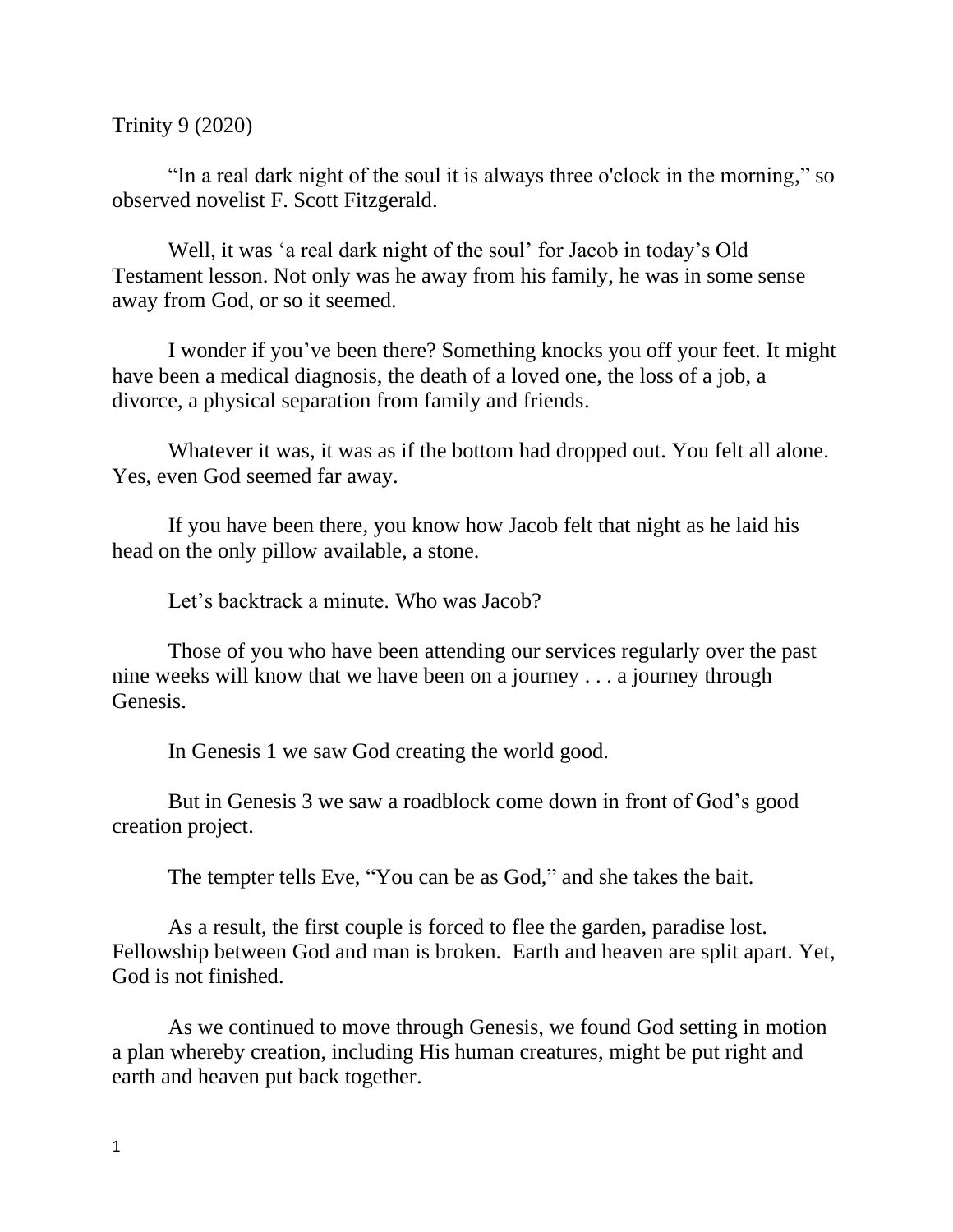Trinity 9 (2020)

"In a real dark night of the soul it is always three o'clock in the morning," so observed novelist F. Scott Fitzgerald.

Well, it was 'a real dark night of the soul' for Jacob in today's Old Testament lesson. Not only was he away from his family, he was in some sense away from God, or so it seemed.

I wonder if you've been there? Something knocks you off your feet. It might have been a medical diagnosis, the death of a loved one, the loss of a job, a divorce, a physical separation from family and friends.

Whatever it was, it was as if the bottom had dropped out. You felt all alone. Yes, even God seemed far away.

If you have been there, you know how Jacob felt that night as he laid his head on the only pillow available, a stone.

Let's backtrack a minute. Who was Jacob?

Those of you who have been attending our services regularly over the past nine weeks will know that we have been on a journey . . . a journey through Genesis.

In Genesis 1 we saw God creating the world good.

But in Genesis 3 we saw a roadblock come down in front of God's good creation project.

The tempter tells Eve, "You can be as God," and she takes the bait.

As a result, the first couple is forced to flee the garden, paradise lost. Fellowship between God and man is broken. Earth and heaven are split apart. Yet, God is not finished.

As we continued to move through Genesis, we found God setting in motion a plan whereby creation, including His human creatures, might be put right and earth and heaven put back together.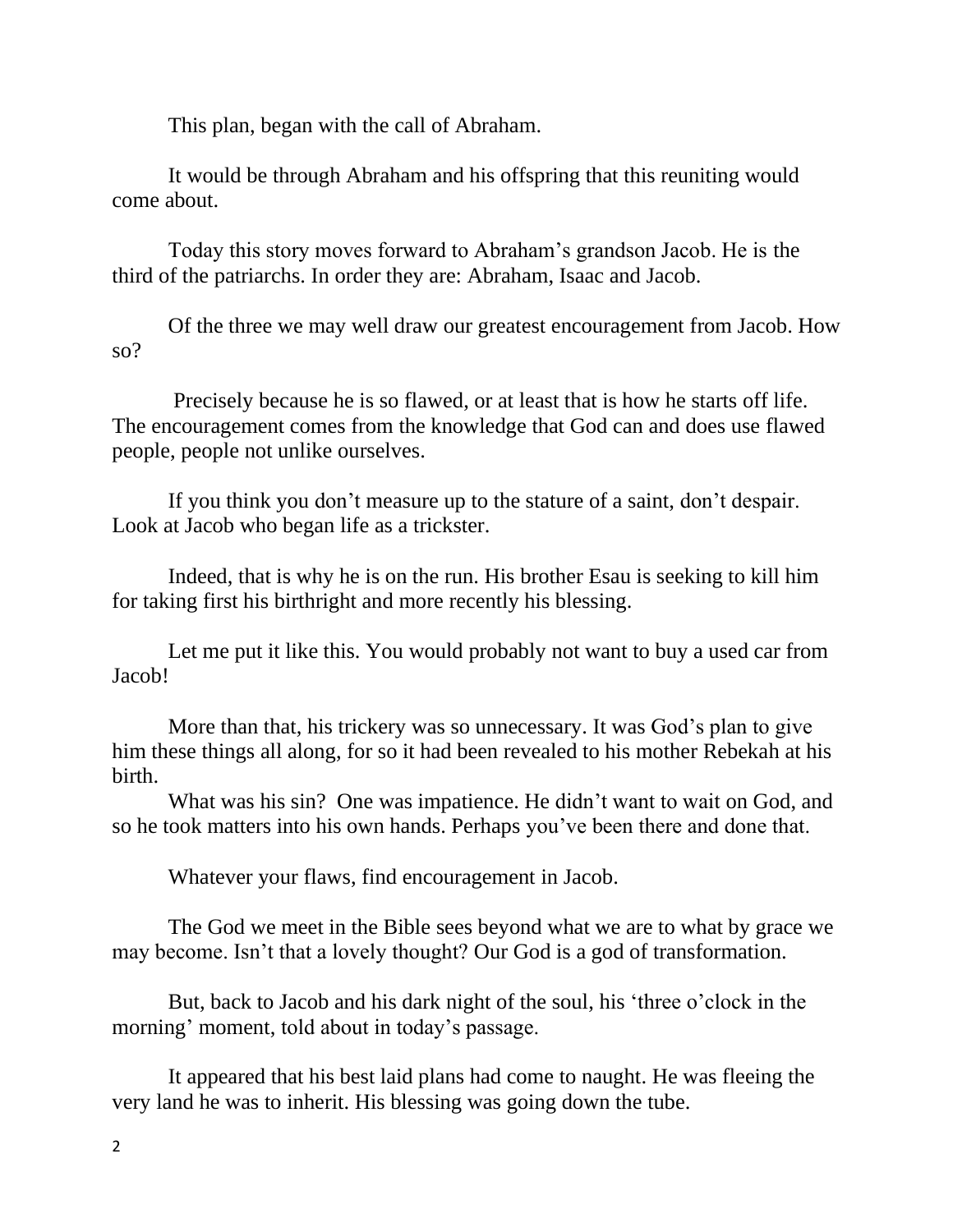This plan, began with the call of Abraham.

It would be through Abraham and his offspring that this reuniting would come about.

Today this story moves forward to Abraham's grandson Jacob. He is the third of the patriarchs. In order they are: Abraham, Isaac and Jacob.

Of the three we may well draw our greatest encouragement from Jacob. How so?

Precisely because he is so flawed, or at least that is how he starts off life. The encouragement comes from the knowledge that God can and does use flawed people, people not unlike ourselves.

If you think you don't measure up to the stature of a saint, don't despair. Look at Jacob who began life as a trickster.

Indeed, that is why he is on the run. His brother Esau is seeking to kill him for taking first his birthright and more recently his blessing.

Let me put it like this. You would probably not want to buy a used car from Jacob!

More than that, his trickery was so unnecessary. It was God's plan to give him these things all along, for so it had been revealed to his mother Rebekah at his birth.

What was his sin? One was impatience. He didn't want to wait on God, and so he took matters into his own hands. Perhaps you've been there and done that.

Whatever your flaws, find encouragement in Jacob.

The God we meet in the Bible sees beyond what we are to what by grace we may become. Isn't that a lovely thought? Our God is a god of transformation.

But, back to Jacob and his dark night of the soul, his 'three o'clock in the morning' moment, told about in today's passage.

It appeared that his best laid plans had come to naught. He was fleeing the very land he was to inherit. His blessing was going down the tube.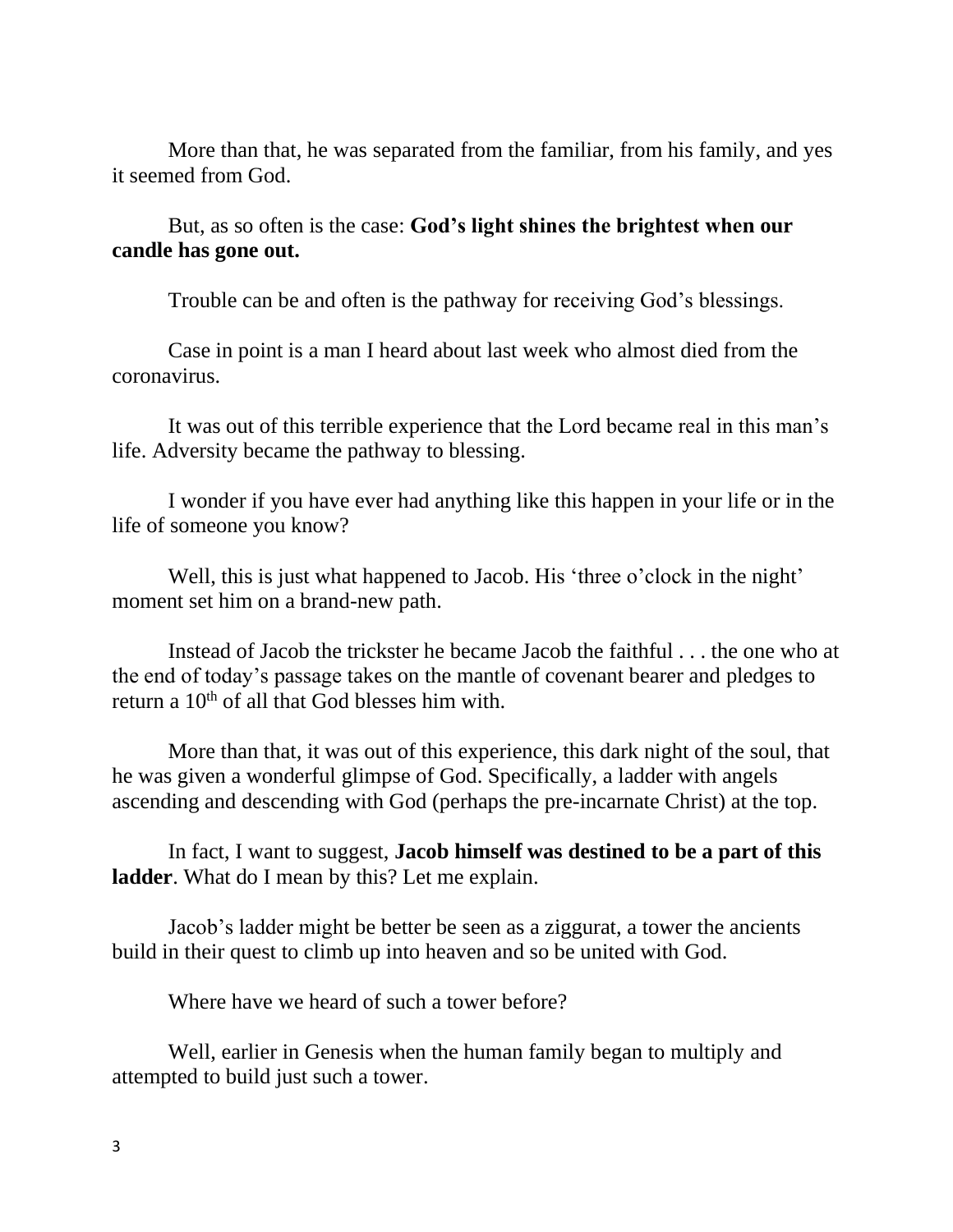More than that, he was separated from the familiar, from his family, and yes it seemed from God.

But, as so often is the case: **God's light shines the brightest when our candle has gone out.**

Trouble can be and often is the pathway for receiving God's blessings.

Case in point is a man I heard about last week who almost died from the coronavirus.

It was out of this terrible experience that the Lord became real in this man's life. Adversity became the pathway to blessing.

I wonder if you have ever had anything like this happen in your life or in the life of someone you know?

Well, this is just what happened to Jacob. His 'three o'clock in the night' moment set him on a brand-new path.

Instead of Jacob the trickster he became Jacob the faithful . . . the one who at the end of today's passage takes on the mantle of covenant bearer and pledges to return a 10th of all that God blesses him with.

More than that, it was out of this experience, this dark night of the soul, that he was given a wonderful glimpse of God. Specifically, a ladder with angels ascending and descending with God (perhaps the pre-incarnate Christ) at the top.

In fact, I want to suggest, **Jacob himself was destined to be a part of this ladder**. What do I mean by this? Let me explain.

Jacob's ladder might be better be seen as a ziggurat, a tower the ancients build in their quest to climb up into heaven and so be united with God.

Where have we heard of such a tower before?

Well, earlier in Genesis when the human family began to multiply and attempted to build just such a tower.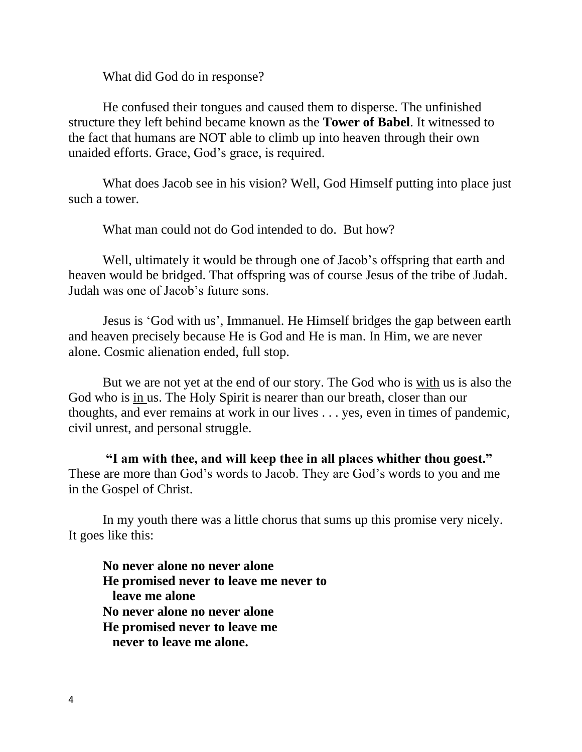What did God do in response?

He confused their tongues and caused them to disperse. The unfinished structure they left behind became known as the **Tower of Babel**. It witnessed to the fact that humans are NOT able to climb up into heaven through their own unaided efforts. Grace, God's grace, is required.

What does Jacob see in his vision? Well, God Himself putting into place just such a tower.

What man could not do God intended to do. But how?

Well, ultimately it would be through one of Jacob's offspring that earth and heaven would be bridged. That offspring was of course Jesus of the tribe of Judah. Judah was one of Jacob's future sons.

Jesus is 'God with us', Immanuel. He Himself bridges the gap between earth and heaven precisely because He is God and He is man. In Him, we are never alone. Cosmic alienation ended, full stop.

But we are not yet at the end of our story. The God who is <u>with</u> us is also the God who is <u>in</u> us. The Holy Spirit is nearer than our breath, closer than our thoughts, and ever remains at work in our lives . . . yes, even in times of pandemic, civil unrest, and personal struggle.

**"I am with thee, and will keep thee in all places whither thou goest."** These are more than God's words to Jacob. They are God's words to you and me in the Gospel of Christ.

In my youth there was a little chorus that sums up this promise very nicely. It goes like this:

**No never alone no never alone**
**He promised never to leave me never to leave me alone**
**No never alone no never alone**
**He promised never to leave me never to leave me alone.**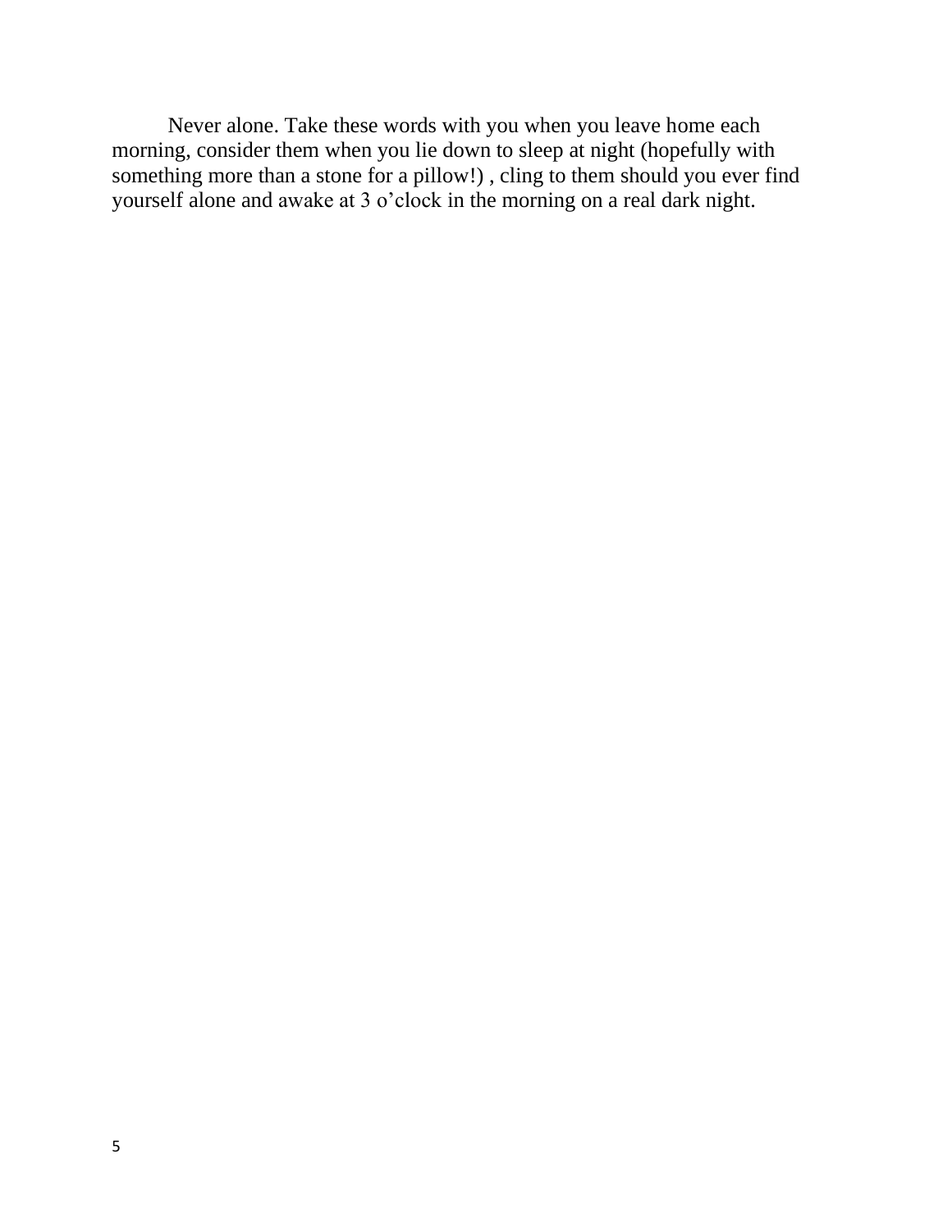Never alone. Take these words with you when you leave home each morning, consider them when you lie down to sleep at night (hopefully with something more than a stone for a pillow!) , cling to them should you ever find yourself alone and awake at 3 o'clock in the morning on a real dark night.